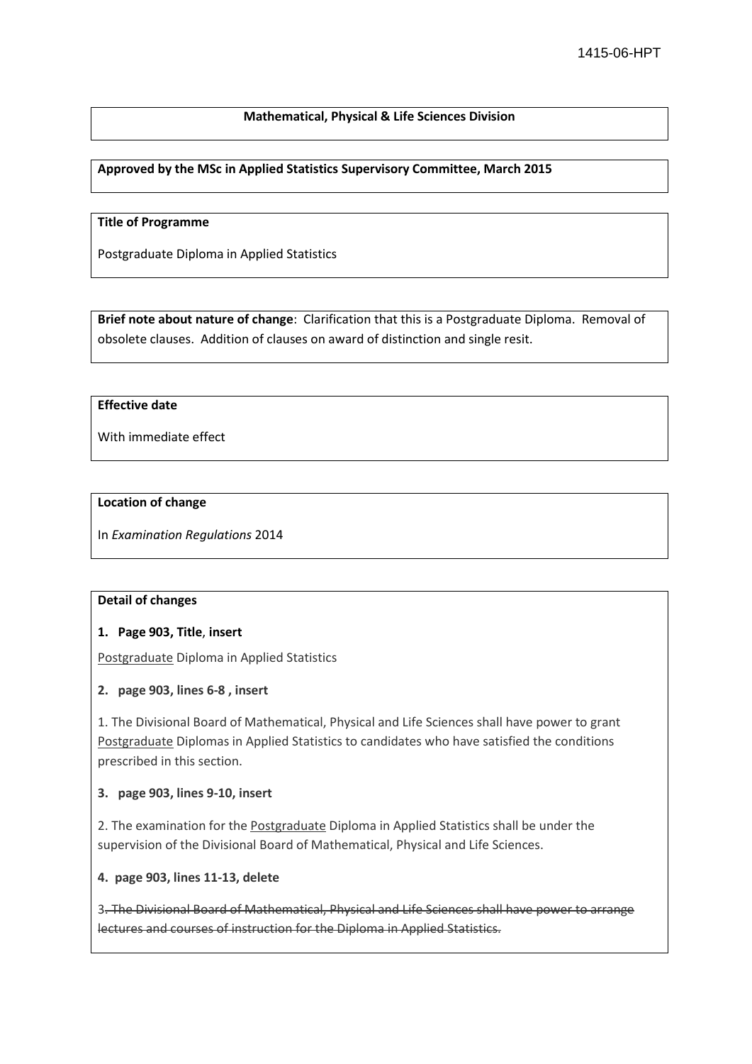1415-06-HPT

**Mathematical, Physical & Life Sciences Division**

**Approved by the MSc in Applied Statistics Supervisory Committee, March 2015**

**Title of Programme**

Postgraduate Diploma in Applied Statistics

**Brief note about nature of change**: Clarification that this is a Postgraduate Diploma. Removal of obsolete clauses. Addition of clauses on award of distinction and single resit.

**Effective date**

With immediate effect

**Location of change**

In *Examination Regulations* 2014

**Detail of changes**

**1. Page 903, Title, insert**

<u>Postgraduate</u> Diploma in Applied Statistics

**2. page 903, lines 6-8 , insert**

1. The Divisional Board of Mathematical, Physical and Life Sciences shall have power to grant <u>Postgraduate</u> Diplomas in Applied Statistics to candidates who have satisfied the conditions prescribed in this section.

**3. page 903, lines 9-10, insert**

2. The examination for the <u>Postgraduate</u> Diploma in Applied Statistics shall be under the supervision of the Divisional Board of Mathematical, Physical and Life Sciences.

**4. page 903, lines 11-13, delete**

3~~. The Divisional Board of Mathematical, Physical and Life Sciences shall have power to arrange lectures and courses of instruction for the Diploma in Applied Statistics.~~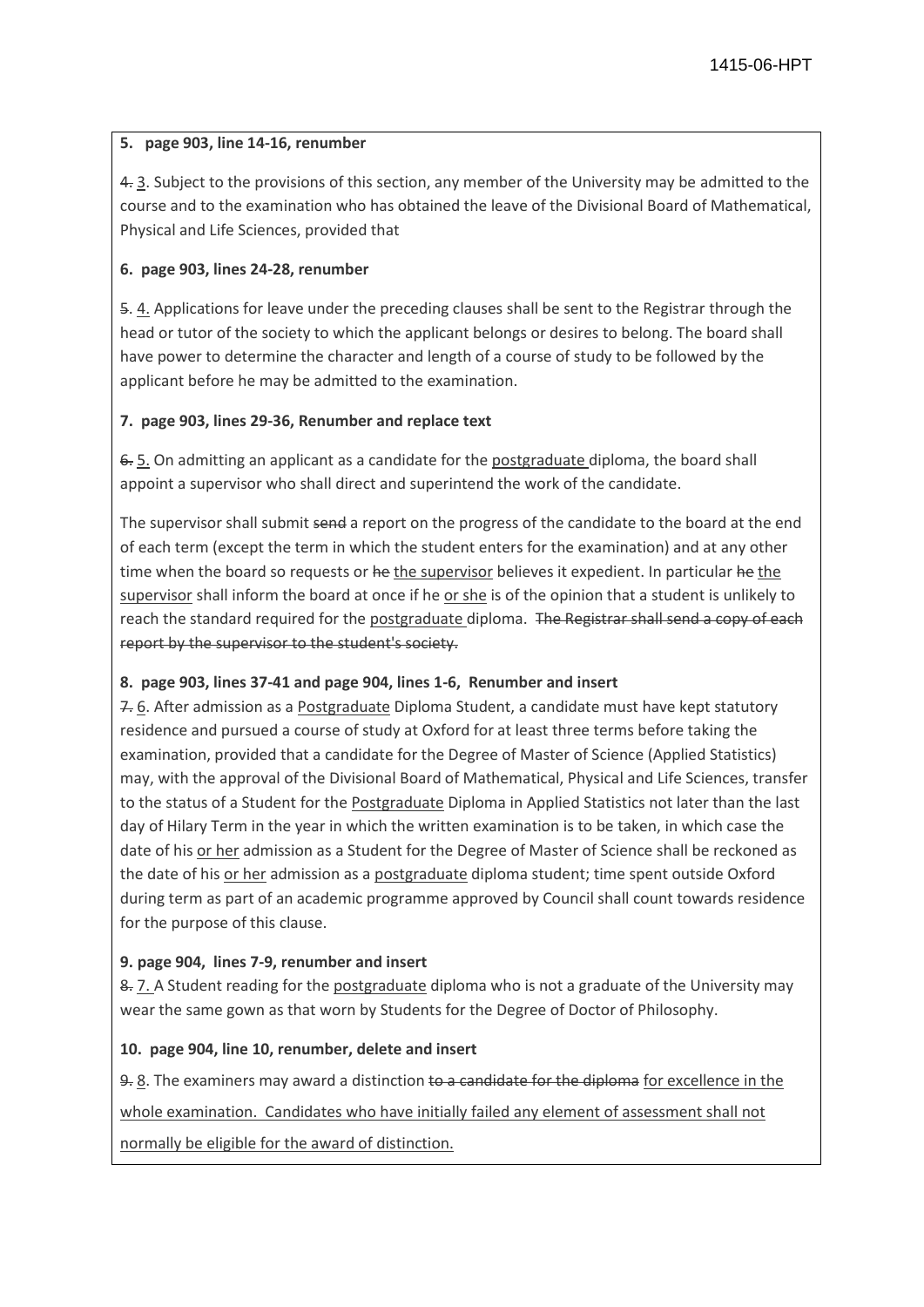**5. page 903, line 14-16, renumber**

~~4.~~ 3. Subject to the provisions of this section, any member of the University may be admitted to the course and to the examination who has obtained the leave of the Divisional Board of Mathematical, Physical and Life Sciences, provided that

**6. page 903, lines 24-28, renumber**

~~5.~~ 4. Applications for leave under the preceding clauses shall be sent to the Registrar through the head or tutor of the society to which the applicant belongs or desires to belong. The board shall have power to determine the character and length of a course of study to be followed by the applicant before he may be admitted to the examination.

**7. page 903, lines 29-36, Renumber and replace text**

~~6.~~ 5. On admitting an applicant as a candidate for the postgraduate diploma, the board shall appoint a supervisor who shall direct and superintend the work of the candidate.

The supervisor shall submit ~~send~~ a report on the progress of the candidate to the board at the end of each term (except the term in which the student enters for the examination) and at any other time when the board so requests or ~~he~~ the supervisor believes it expedient. In particular ~~he~~ the supervisor shall inform the board at once if he or she is of the opinion that a student is unlikely to reach the standard required for the postgraduate diploma. ~~The Registrar shall send a copy of each report by the supervisor to the student's society.~~

**8. page 903, lines 37-41 and page 904, lines 1-6, Renumber and insert**

~~7.~~ 6. After admission as a Postgraduate Diploma Student, a candidate must have kept statutory residence and pursued a course of study at Oxford for at least three terms before taking the examination, provided that a candidate for the Degree of Master of Science (Applied Statistics) may, with the approval of the Divisional Board of Mathematical, Physical and Life Sciences, transfer to the status of a Student for the Postgraduate Diploma in Applied Statistics not later than the last day of Hilary Term in the year in which the written examination is to be taken, in which case the date of his or her admission as a Student for the Degree of Master of Science shall be reckoned as the date of his or her admission as a postgraduate diploma student; time spent outside Oxford during term as part of an academic programme approved by Council shall count towards residence for the purpose of this clause.

**9. page 904, lines 7-9, renumber and insert**

~~8.~~ 7. A Student reading for the postgraduate diploma who is not a graduate of the University may wear the same gown as that worn by Students for the Degree of Doctor of Philosophy.

**10. page 904, line 10, renumber, delete and insert**

~~9.~~ 8. The examiners may award a distinction ~~to a candidate for the diploma~~ for excellence in the whole examination. Candidates who have initially failed any element of assessment shall not normally be eligible for the award of distinction.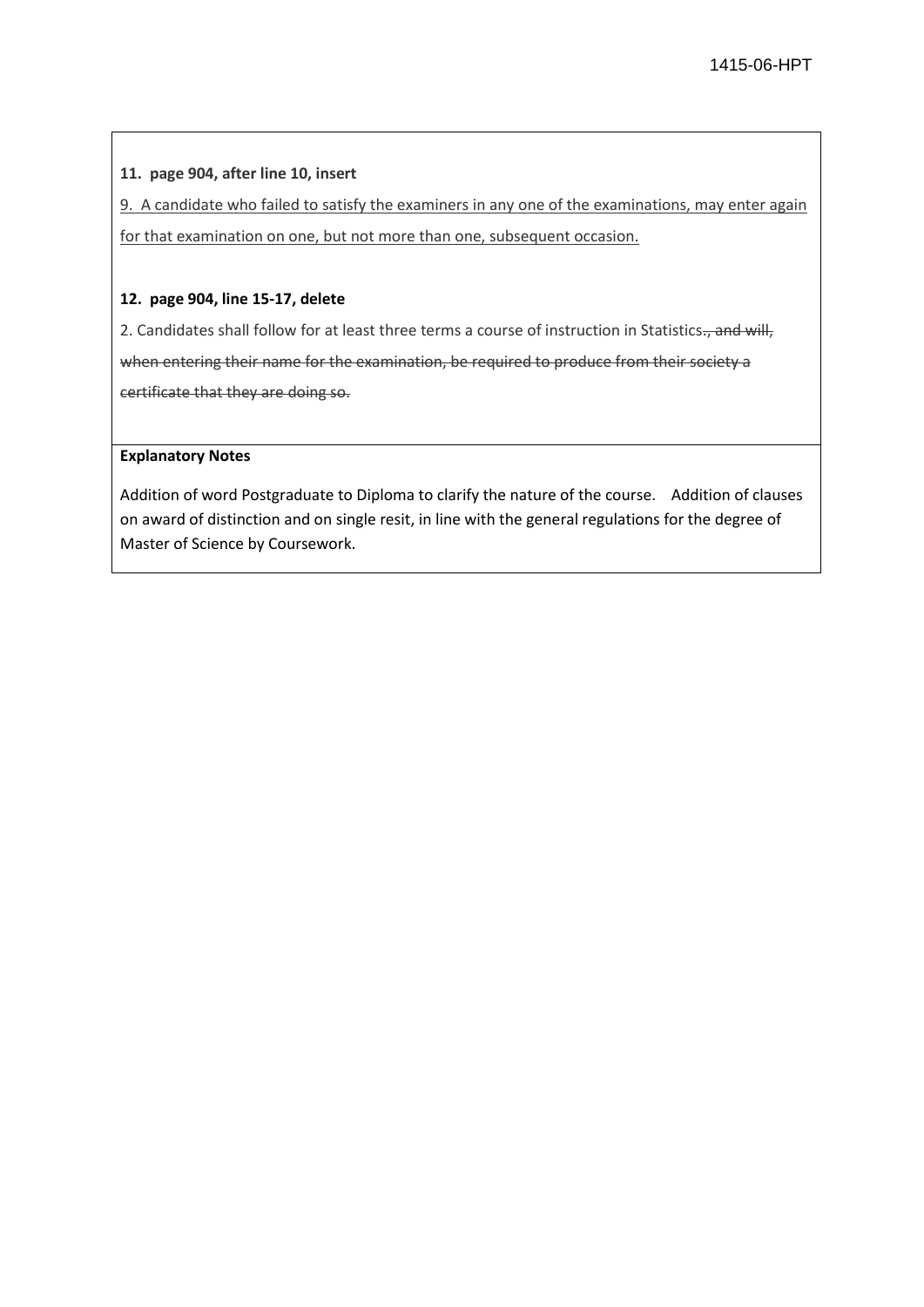**11. page 904, after line 10, insert**

<u>9. A candidate who failed to satisfy the examiners in any one of the examinations, may enter again for that examination on one, but not more than one, subsequent occasion.</u>

**12. page 904, line 15-17, delete**

2. Candidates shall follow for at least three terms a course of instruction in Statistics.~~, and will, when entering their name for the examination, be required to produce from their society a certificate that they are doing so.~~

**Explanatory Notes**

Addition of word Postgraduate to Diploma to clarify the nature of the course. Addition of clauses on award of distinction and on single resit, in line with the general regulations for the degree of Master of Science by Coursework.